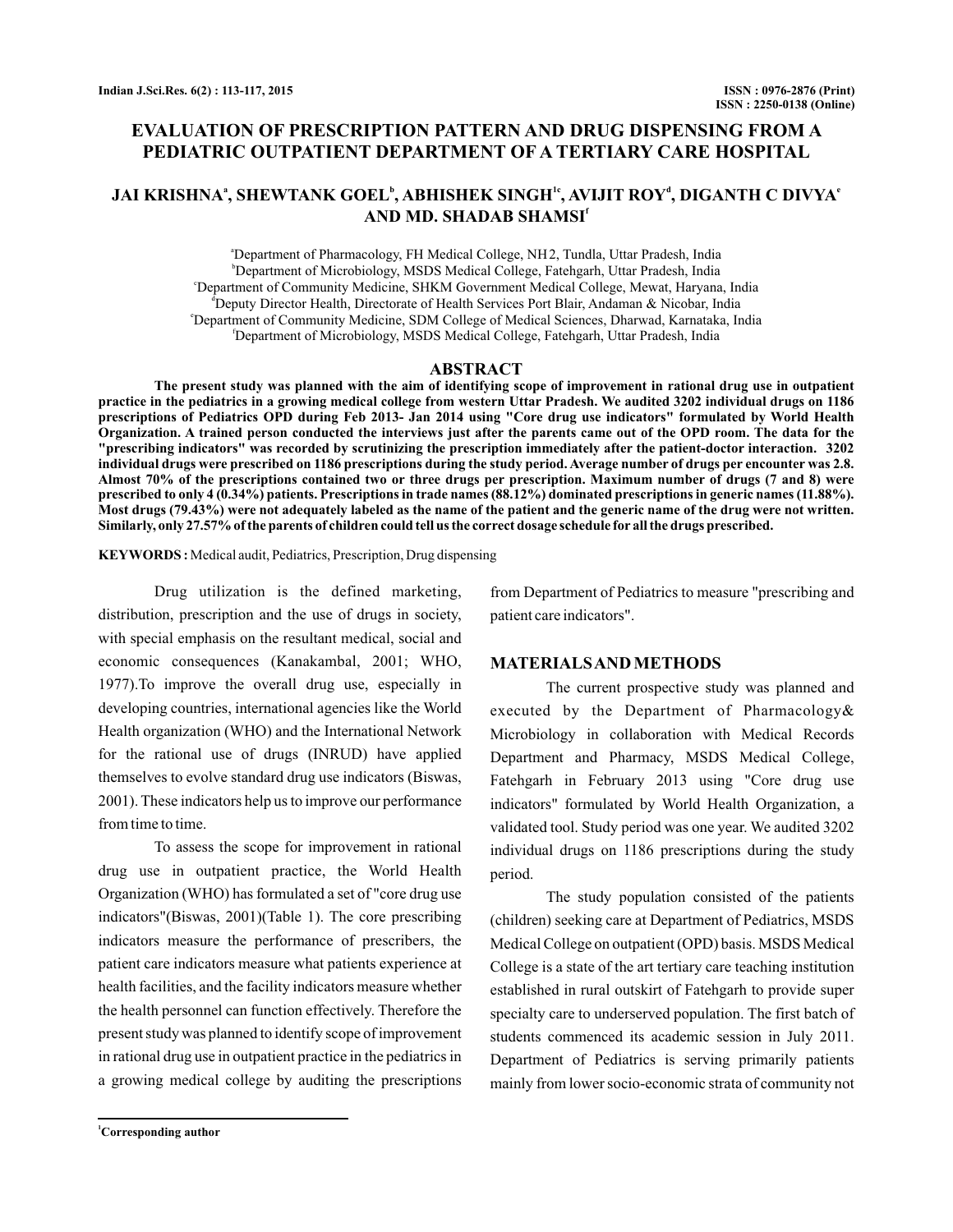# EVALUATION OF PRESCRIPTION PATTERN AND DRUG DISPENSING FROM A PEDIATRIC OUTPATIENT DEPARTMENT OF A TERTIARY CARE HOSPITAL

**JAI KRISHNA[a], SHEWTANK GOEL[b], ABHISHEK SINGH[1c], AVIJIT ROY[d], DIGANTH C DIVYA[e] AND MD. SHADAB SHAMSI[f]**

[a]Department of Pharmacology, FH Medical College, NH2, Tundla, Uttar Pradesh, India
[b]Department of Microbiology, MSDS Medical College, Fatehgarh, Uttar Pradesh, India
[c]Department of Community Medicine, SHKM Government Medical College, Mewat, Haryana, India
[d]Deputy Director Health, Directorate of Health Services Port Blair, Andaman & Nicobar, India
[e]Department of Community Medicine, SDM College of Medical Sciences, Dharwad, Karnataka, India
[f]Department of Microbiology, MSDS Medical College, Fatehgarh, Uttar Pradesh, India

## ABSTRACT

**The present study was planned with the aim of identifying scope of improvement in rational drug use in outpatient practice in the pediatrics in a growing medical college from western Uttar Pradesh. We audited 3202 individual drugs on 1186 prescriptions of Pediatrics OPD during Feb 2013- Jan 2014 using "Core drug use indicators" formulated by World Health Organization. A trained person conducted the interviews just after the parents came out of the OPD room. The data for the "prescribing indicators" was recorded by scrutinizing the prescription immediately after the patient-doctor interaction. 3202 individual drugs were prescribed on 1186 prescriptions during the study period. Average number of drugs per encounter was 2.8. Almost 70% of the prescriptions contained two or three drugs per prescription. Maximum number of drugs (7 and 8) were prescribed to only 4 (0.34%) patients. Prescriptions in trade names (88.12%) dominated prescriptions in generic names (11.88%). Most drugs (79.43%) were not adequately labeled as the name of the patient and the generic name of the drug were not written. Similarly, only 27.57% of the parents of children could tell us the correct dosage schedule for all the drugs prescribed.**

**KEYWORDS :** Medical audit, Pediatrics, Prescription, Drug dispensing

Drug utilization is the defined marketing, distribution, prescription and the use of drugs in society, with special emphasis on the resultant medical, social and economic consequences (Kanakambal, 2001; WHO, 1977).To improve the overall drug use, especially in developing countries, international agencies like the World Health organization (WHO) and the International Network for the rational use of drugs (INRUD) have applied themselves to evolve standard drug use indicators (Biswas, 2001). These indicators help us to improve our performance from time to time.

To assess the scope for improvement in rational drug use in outpatient practice, the World Health Organization (WHO) has formulated a set of "core drug use indicators"(Biswas, 2001)(Table 1). The core prescribing indicators measure the performance of prescribers, the patient care indicators measure what patients experience at health facilities, and the facility indicators measure whether the health personnel can function effectively. Therefore the present study was planned to identify scope of improvement in rational drug use in outpatient practice in the pediatrics in a growing medical college by auditing the prescriptions from Department of Pediatrics to measure "prescribing and patient care indicators".

## MATERIALS AND METHODS

The current prospective study was planned and executed by the Department of Pharmacology& Microbiology in collaboration with Medical Records Department and Pharmacy, MSDS Medical College, Fatehgarh in February 2013 using "Core drug use indicators" formulated by World Health Organization, a validated tool. Study period was one year. We audited 3202 individual drugs on 1186 prescriptions during the study period.

The study population consisted of the patients (children) seeking care at Department of Pediatrics, MSDS Medical College on outpatient (OPD) basis. MSDS Medical College is a state of the art tertiary care teaching institution established in rural outskirt of Fatehgarh to provide super specialty care to underserved population. The first batch of students commenced its academic session in July 2011. Department of Pediatrics is serving primarily patients mainly from lower socio-economic strata of community not

[1]**Corresponding author**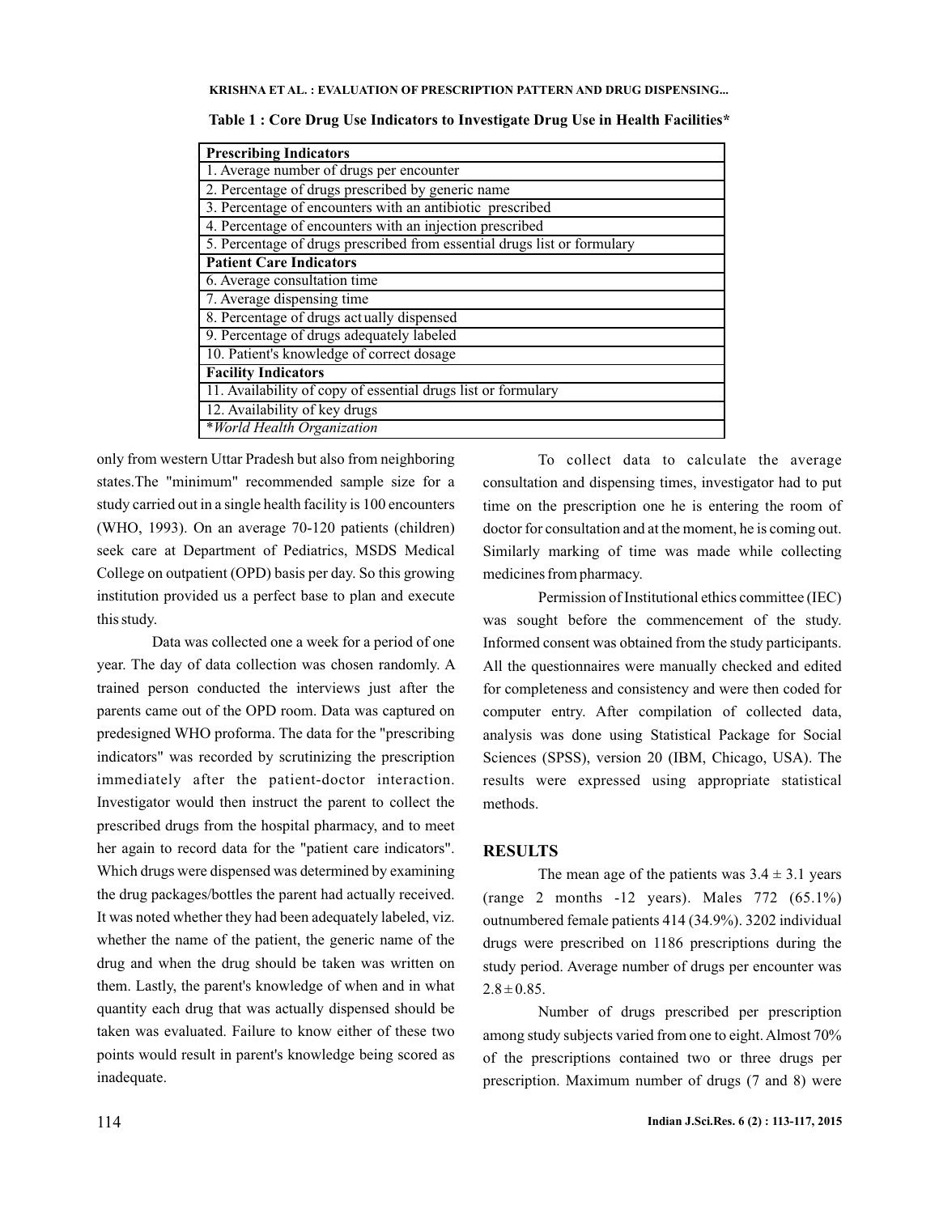**Table 1 : Core Drug Use Indicators to Investigate Drug Use in Health Facilities***

| **Prescribing Indicators** |
|---|
| 1. Average number of drugs per encounter |
| 2. Percentage of drugs prescribed by generic name |
| 3. Percentage of encounters with an antibiotic prescribed |
| 4. Percentage of encounters with an injection prescribed |
| 5. Percentage of drugs prescribed from essential drugs list or formulary |
| **Patient Care Indicators** |
| 6. Average consultation time |
| 7. Average dispensing time |
| 8. Percentage of drugs actually dispensed |
| 9. Percentage of drugs adequately labeled |
| 10. Patient's knowledge of correct dosage |
| **Facility Indicators** |
| 11. Availability of copy of essential drugs list or formulary |
| 12. Availability of key drugs |
| **World Health Organization* |

only from western Uttar Pradesh but also from neighboring states.The "minimum" recommended sample size for a study carried out in a single health facility is 100 encounters (WHO, 1993). On an average 70-120 patients (children) seek care at Department of Pediatrics, MSDS Medical College on outpatient (OPD) basis per day. So this growing institution provided us a perfect base to plan and execute this study.

Data was collected one a week for a period of one year. The day of data collection was chosen randomly. A trained person conducted the interviews just after the parents came out of the OPD room. Data was captured on predesigned WHO proforma. The data for the "prescribing indicators" was recorded by scrutinizing the prescription immediately after the patient-doctor interaction. Investigator would then instruct the parent to collect the prescribed drugs from the hospital pharmacy, and to meet her again to record data for the "patient care indicators". Which drugs were dispensed was determined by examining the drug packages/bottles the parent had actually received. It was noted whether they had been adequately labeled, viz. whether the name of the patient, the generic name of the drug and when the drug should be taken was written on them. Lastly, the parent's knowledge of when and in what quantity each drug that was actually dispensed should be taken was evaluated. Failure to know either of these two points would result in parent's knowledge being scored as inadequate.

To collect data to calculate the average consultation and dispensing times, investigator had to put time on the prescription one he is entering the room of doctor for consultation and at the moment, he is coming out. Similarly marking of time was made while collecting medicines from pharmacy.

Permission of Institutional ethics committee (IEC) was sought before the commencement of the study. Informed consent was obtained from the study participants. All the questionnaires were manually checked and edited for completeness and consistency and were then coded for computer entry. After compilation of collected data, analysis was done using Statistical Package for Social Sciences (SPSS), version 20 (IBM, Chicago, USA). The results were expressed using appropriate statistical methods.

## RESULTS

The mean age of the patients was $3.4 \pm 3.1$ years (range 2 months -12 years). Males 772 (65.1%) outnumbered female patients 414 (34.9%). 3202 individual drugs were prescribed on 1186 prescriptions during the study period. Average number of drugs per encounter was $2.8 \pm 0.85$.

Number of drugs prescribed per prescription among study subjects varied from one to eight. Almost 70% of the prescriptions contained two or three drugs per prescription. Maximum number of drugs (7 and 8) were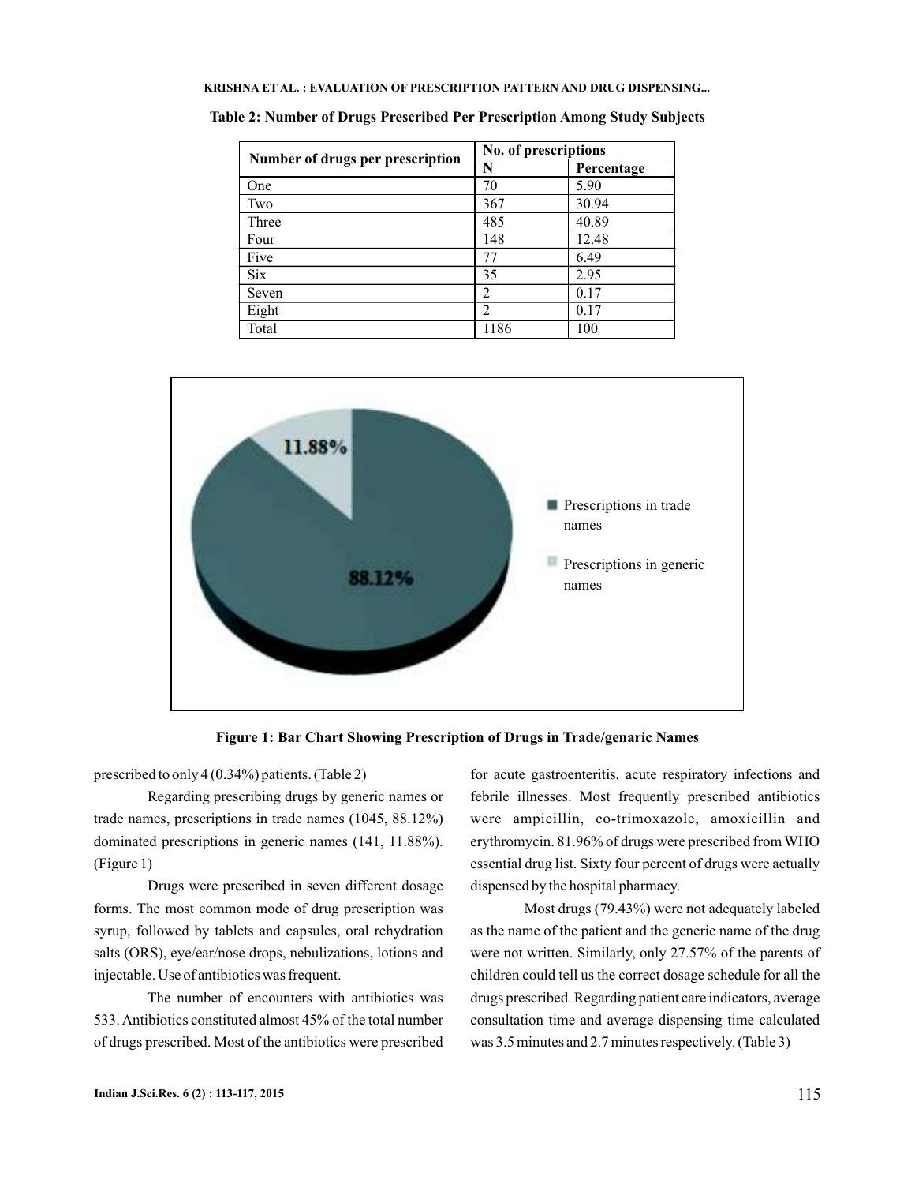**Table 2: Number of Drugs Prescribed Per Prescription Among Study Subjects**

| Number of drugs per prescription | No. of prescriptions | |
|---|---|---|
| | N | Percentage |
| One | 70 | 5.90 |
| Two | 367 | 30.94 |
| Three | 485 | 40.89 |
| Four | 148 | 12.48 |
| Five | 77 | 6.49 |
| Six | 35 | 2.95 |
| Seven | 2 | 0.17 |
| Eight | 2 | 0.17 |
| Total | 1186 | 100 |

**Figure 1: Bar Chart Showing Prescription of Drugs in Trade/genaric Names**

prescribed to only 4 (0.34%) patients. (Table 2)

Regarding prescribing drugs by generic names or trade names, prescriptions in trade names (1045, 88.12%) dominated prescriptions in generic names (141, 11.88%). (Figure 1)

Drugs were prescribed in seven different dosage forms. The most common mode of drug prescription was syrup, followed by tablets and capsules, oral rehydration salts (ORS), eye/ear/nose drops, nebulizations, lotions and injectable. Use of antibiotics was frequent.

The number of encounters with antibiotics was 533. Antibiotics constituted almost 45% of the total number of drugs prescribed. Most of the antibiotics were prescribed for acute gastroenteritis, acute respiratory infections and febrile illnesses. Most frequently prescribed antibiotics were ampicillin, co-trimoxazole, amoxicillin and erythromycin. 81.96% of drugs were prescribed from WHO essential drug list. Sixty four percent of drugs were actually dispensed by the hospital pharmacy.

Most drugs (79.43%) were not adequately labeled as the name of the patient and the generic name of the drug were not written. Similarly, only 27.57% of the parents of children could tell us the correct dosage schedule for all the drugs prescribed. Regarding patient care indicators, average consultation time and average dispensing time calculated was 3.5 minutes and 2.7 minutes respectively. (Table 3)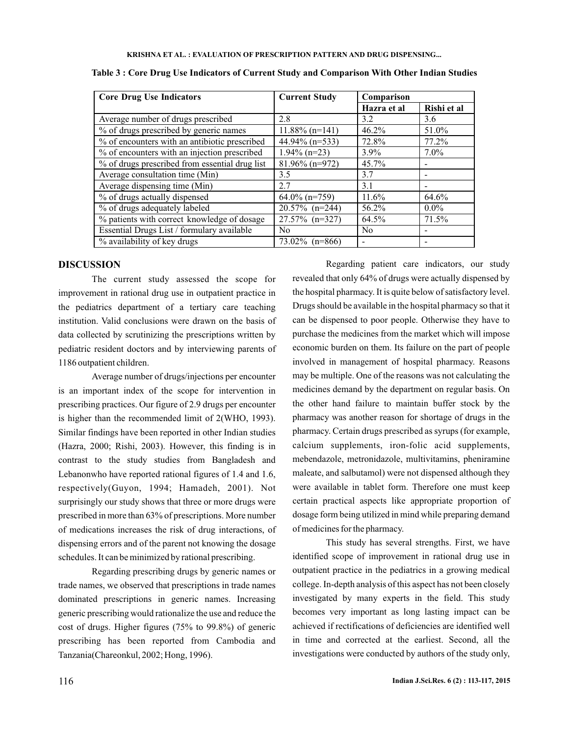**Table 3 : Core Drug Use Indicators of Current Study and Comparison With Other Indian Studies**

| Core Drug Use Indicators | Current Study | Comparison | |
|---|---|---|---|
| | | Hazra et al | Rishi et al |
| Average number of drugs prescribed | 2.8 | 3.2 | 3.6 |
| % of drugs prescribed by generic names | 11.88% (n=141) | 46.2% | 51.0% |
| % of encounters with an antibiotic prescribed | 44.94% (n=533) | 72.8% | 77.2% |
| % of encounters with an injection prescribed | 1.94% (n=23) | 3.9% | 7.0% |
| % of drugs prescribed from essential drug list | 81.96% (n=972) | 45.7% | - |
| Average consultation time (Min) | 3.5 | 3.7 | - |
| Average dispensing time (Min) | 2.7 | 3.1 | - |
| % of drugs actually dispensed | 64.0% (n=759) | 11.6% | 64.6% |
| % of drugs adequately labeled | 20.57% (n=244) | 56.2% | 0.0% |
| % patients with correct knowledge of dosage | 27.57% (n=327) | 64.5% | 71.5% |
| Essential Drugs List / formulary available | No | No | - |
| % availability of key drugs | 73.02% (n=866) | - | - |

## DISCUSSION

The current study assessed the scope for improvement in rational drug use in outpatient practice in the pediatrics department of a tertiary care teaching institution. Valid conclusions were drawn on the basis of data collected by scrutinizing the prescriptions written by pediatric resident doctors and by interviewing parents of 1186 outpatient children.

Average number of drugs/injections per encounter is an important index of the scope for intervention in prescribing practices. Our figure of 2.9 drugs per encounter is higher than the recommended limit of 2(WHO, 1993). Similar findings have been reported in other Indian studies (Hazra, 2000; Rishi, 2003). However, this finding is in contrast to the study studies from Bangladesh and Lebanonwho have reported rational figures of 1.4 and 1.6, respectively(Guyon, 1994; Hamadeh, 2001). Not surprisingly our study shows that three or more drugs were prescribed in more than 63% of prescriptions. More number of medications increases the risk of drug interactions, of dispensing errors and of the parent not knowing the dosage schedules. It can be minimized by rational prescribing.

Regarding prescribing drugs by generic names or trade names, we observed that prescriptions in trade names dominated prescriptions in generic names. Increasing generic prescribing would rationalize the use and reduce the cost of drugs. Higher figures (75% to 99.8%) of generic prescribing has been reported from Cambodia and Tanzania(Chareonkul, 2002; Hong, 1996).

Regarding patient care indicators, our study revealed that only 64% of drugs were actually dispensed by the hospital pharmacy. It is quite below of satisfactory level. Drugs should be available in the hospital pharmacy so that it can be dispensed to poor people. Otherwise they have to purchase the medicines from the market which will impose economic burden on them. Its failure on the part of people involved in management of hospital pharmacy. Reasons may be multiple. One of the reasons was not calculating the medicines demand by the department on regular basis. On the other hand failure to maintain buffer stock by the pharmacy was another reason for shortage of drugs in the pharmacy. Certain drugs prescribed as syrups (for example, calcium supplements, iron-folic acid supplements, mebendazole, metronidazole, multivitamins, pheniramine maleate, and salbutamol) were not dispensed although they were available in tablet form. Therefore one must keep certain practical aspects like appropriate proportion of dosage form being utilized in mind while preparing demand of medicines for the pharmacy.

This study has several strengths. First, we have identified scope of improvement in rational drug use in outpatient practice in the pediatrics in a growing medical college. In-depth analysis of this aspect has not been closely investigated by many experts in the field. This study becomes very important as long lasting impact can be achieved if rectifications of deficiencies are identified well in time and corrected at the earliest. Second, all the investigations were conducted by authors of the study only,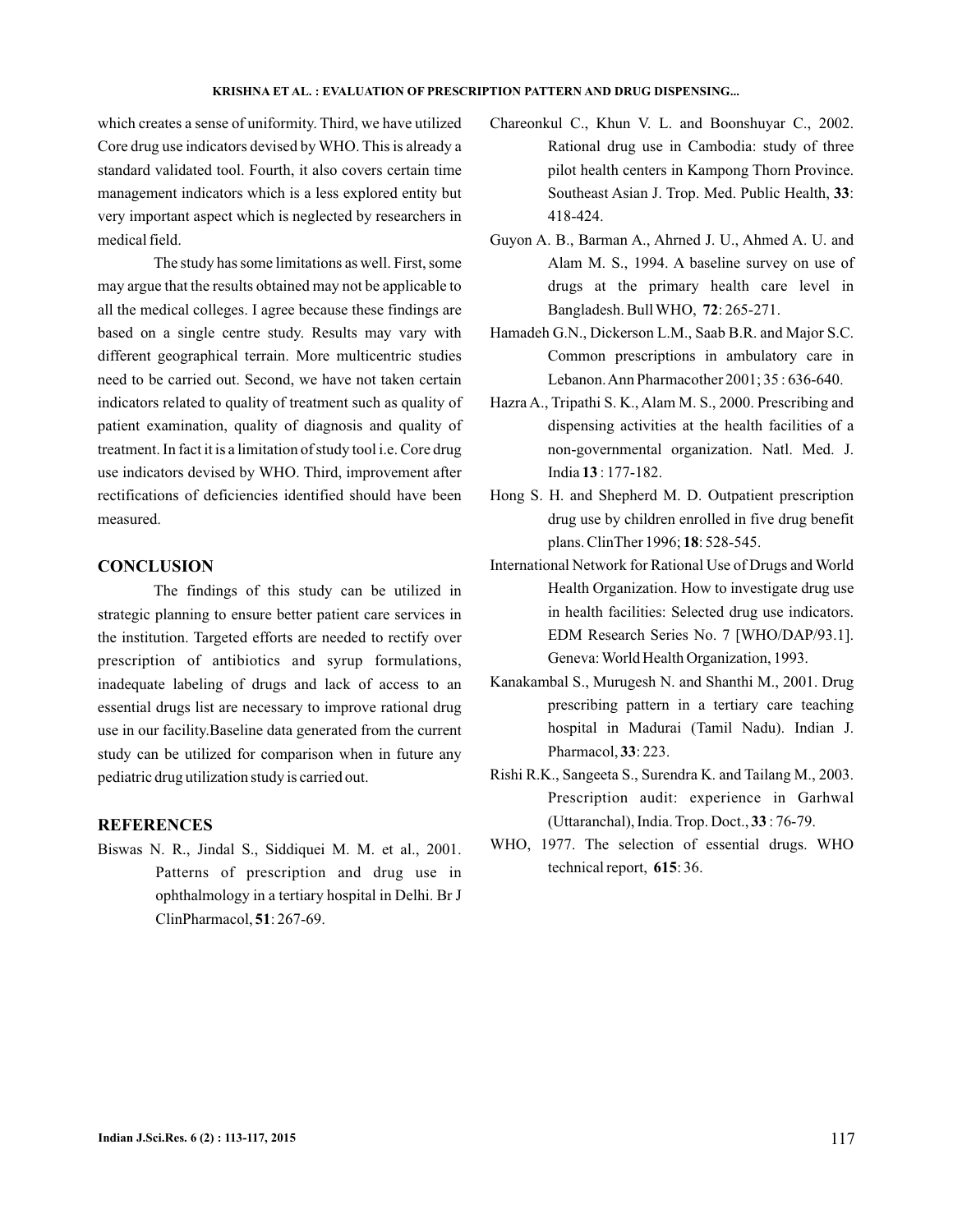which creates a sense of uniformity. Third, we have utilized Core drug use indicators devised by WHO. This is already a standard validated tool. Fourth, it also covers certain time management indicators which is a less explored entity but very important aspect which is neglected by researchers in medical field.

The study has some limitations as well. First, some may argue that the results obtained may not be applicable to all the medical colleges. I agree because these findings are based on a single centre study. Results may vary with different geographical terrain. More multicentric studies need to be carried out. Second, we have not taken certain indicators related to quality of treatment such as quality of patient examination, quality of diagnosis and quality of treatment. In fact it is a limitation of study tool i.e. Core drug use indicators devised by WHO. Third, improvement after rectifications of deficiencies identified should have been measured.

## CONCLUSION

The findings of this study can be utilized in strategic planning to ensure better patient care services in the institution. Targeted efforts are needed to rectify over prescription of antibiotics and syrup formulations, inadequate labeling of drugs and lack of access to an essential drugs list are necessary to improve rational drug use in our facility.Baseline data generated from the current study can be utilized for comparison when in future any pediatric drug utilization study is carried out.

## REFERENCES

Biswas N. R., Jindal S., Siddiquei M. M. et al., 2001. Patterns of prescription and drug use in ophthalmology in a tertiary hospital in Delhi. Br J ClinPharmacol, **51**: 267-69.

Chareonkul C., Khun V. L. and Boonshuyar C., 2002. Rational drug use in Cambodia: study of three pilot health centers in Kampong Thorn Province. Southeast Asian J. Trop. Med. Public Health, **33**: 418-424.

Guyon A. B., Barman A., Ahrned J. U., Ahmed A. U. and Alam M. S., 1994. A baseline survey on use of drugs at the primary health care level in Bangladesh. Bull WHO, **72**: 265-271.

Hamadeh G.N., Dickerson L.M., Saab B.R. and Major S.C. Common prescriptions in ambulatory care in Lebanon. Ann Pharmacother 2001; 35 : 636-640.

Hazra A., Tripathi S. K., Alam M. S., 2000. Prescribing and dispensing activities at the health facilities of a non-governmental organization. Natl. Med. J. India **13** : 177-182.

Hong S. H. and Shepherd M. D. Outpatient prescription drug use by children enrolled in five drug benefit plans. ClinTher 1996; **18**: 528-545.

International Network for Rational Use of Drugs and World Health Organization. How to investigate drug use in health facilities: Selected drug use indicators. EDM Research Series No. 7 [WHO/DAP/93.1]. Geneva: World Health Organization, 1993.

Kanakambal S., Murugesh N. and Shanthi M., 2001. Drug prescribing pattern in a tertiary care teaching hospital in Madurai (Tamil Nadu). Indian J. Pharmacol, **33**: 223.

Rishi R.K., Sangeeta S., Surendra K. and Tailang M., 2003. Prescription audit: experience in Garhwal (Uttaranchal), India. Trop. Doct., **33** : 76-79.

WHO, 1977. The selection of essential drugs. WHO technical report, **615**: 36.